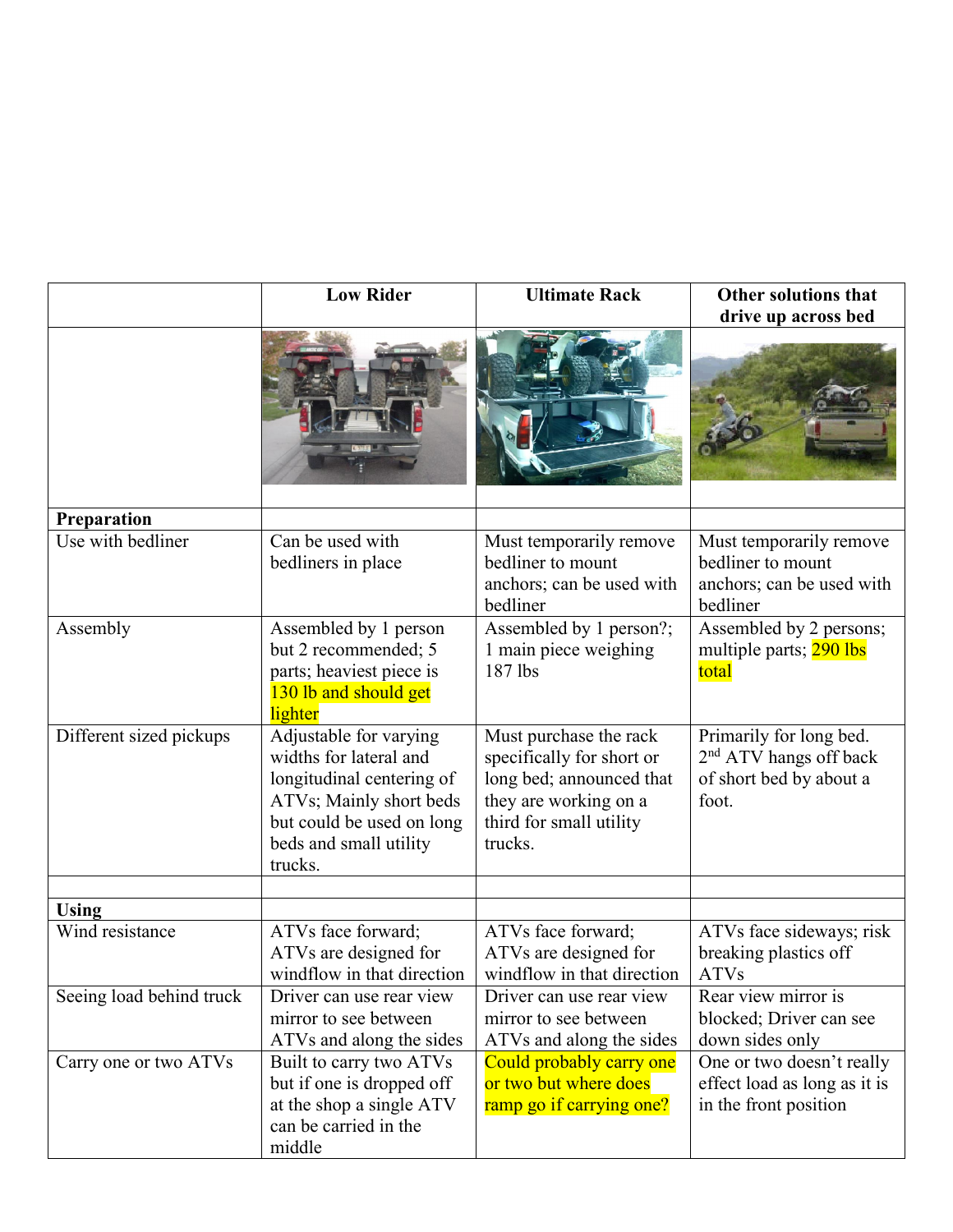| | Low Rider | Ultimate Rack | Other solutions that drive up across bed |
|---|---|---|---|
| | | | |
| **Preparation** | | | |
| Use with bedliner | Can be used with bedliners in place | Must temporarily remove bedliner to mount anchors; can be used with bedliner | Must temporarily remove bedliner to mount anchors; can be used with bedliner |
| Assembly | Assembled by 1 person but 2 recommended; 5 parts; heaviest piece is 130 lb and should get lighter | Assembled by 1 person?; 1 main piece weighing 187 lbs | Assembled by 2 persons; multiple parts; 290 lbs total |
| Different sized pickups | Adjustable for varying widths for lateral and longitudinal centering of ATVs; Mainly short beds but could be used on long beds and small utility trucks. | Must purchase the rack specifically for short or long bed; announced that they are working on a third for small utility trucks. | Primarily for long bed. 2nd ATV hangs off back of short bed by about a foot. |
| | | | |
| **Using** | | | |
| Wind resistance | ATVs face forward; ATVs are designed for windflow in that direction | ATVs face forward; ATVs are designed for windflow in that direction | ATVs face sideways; risk breaking plastics off ATVs |
| Seeing load behind truck | Driver can use rear view mirror to see between ATVs and along the sides | Driver can use rear view mirror to see between ATVs and along the sides | Rear view mirror is blocked; Driver can see down sides only |
| Carry one or two ATVs | Built to carry two ATVs but if one is dropped off at the shop a single ATV can be carried in the middle | Could probably carry one or two but where does ramp go if carrying one? | One or two doesn't really effect load as long as it is in the front position |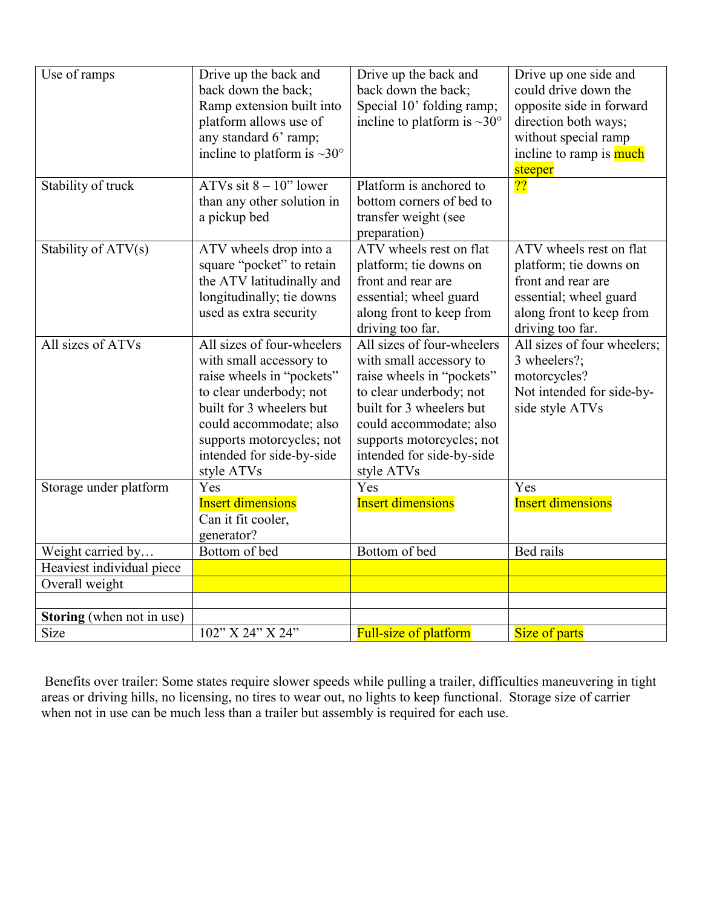| | | | |
|---|---|---|---|
| Use of ramps | Drive up the back and back down the back; Ramp extension built into platform allows use of any standard 6' ramp; incline to platform is ~30° | Drive up the back and back down the back; Special 10' folding ramp; incline to platform is ~30° | Drive up one side and could drive down the opposite side in forward direction both ways; without special ramp incline to ramp is much steeper |
| Stability of truck | ATVs sit 8 – 10" lower than any other solution in a pickup bed | Platform is anchored to bottom corners of bed to transfer weight (see preparation) | ?? |
| Stability of ATV(s) | ATV wheels drop into a square "pocket" to retain the ATV latitudinally and longitudinally; tie downs used as extra security | ATV wheels rest on flat platform; tie downs on front and rear are essential; wheel guard along front to keep from driving too far. | ATV wheels rest on flat platform; tie downs on front and rear are essential; wheel guard along front to keep from driving too far. |
| All sizes of ATVs | All sizes of four-wheelers with small accessory to raise wheels in "pockets" to clear underbody; not built for 3 wheelers but could accommodate; also supports motorcycles; not intended for side-by-side style ATVs | All sizes of four-wheelers with small accessory to raise wheels in "pockets" to clear underbody; not built for 3 wheelers but could accommodate; also supports motorcycles; not intended for side-by-side style ATVs | All sizes of four wheelers; 3 wheelers?; motorcycles? Not intended for side-by-side style ATVs |
| Storage under platform | Yes Insert dimensions Can it fit cooler, generator? | Yes Insert dimensions | Yes Insert dimensions |
| Weight carried by… | Bottom of bed | Bottom of bed | Bed rails |
| Heaviest individual piece | | | |
| Overall weight | | | |
| | | | |
| **Storing** (when not in use) | | | |
| Size | 102" X 24" X 24" | Full-size of platform | Size of parts |

Benefits over trailer: Some states require slower speeds while pulling a trailer, difficulties maneuvering in tight areas or driving hills, no licensing, no tires to wear out, no lights to keep functional. Storage size of carrier when not in use can be much less than a trailer but assembly is required for each use.